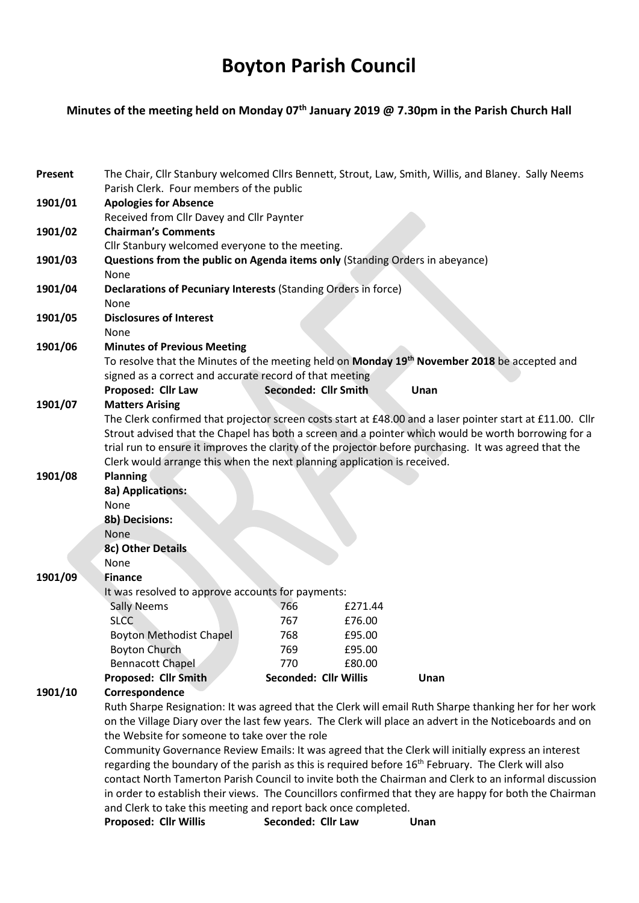# Boyton Parish Council

## Minutes of the meeting held on Monday 07th January 2019 @ 7.30pm in the Parish Church Hall

**Present** The Chair, Cllr Stanbury welcomed Cllrs Bennett, Strout, Law, Smith, Willis, and Blaney. Sally Neems Parish Clerk. Four members of the public

**1901/01 Apologies for Absence**

Received from Cllr Davey and Cllr Paynter

**1901/02 Chairman's Comments**

Cllr Stanbury welcomed everyone to the meeting.

**1901/03 Questions from the public on Agenda items only** (Standing Orders in abeyance)

None

**1901/04 Declarations of Pecuniary Interests** (Standing Orders in force)

None

**1901/05 Disclosures of Interest**

None

**1901/06 Minutes of Previous Meeting**

To resolve that the Minutes of the meeting held on **Monday 19th November 2018** be accepted and signed as a correct and accurate record of that meeting

**Proposed: Cllr Law** **Seconded: Cllr Smith** **Unan**

**1901/07 Matters Arising**

The Clerk confirmed that projector screen costs start at £48.00 and a laser pointer start at £11.00. Cllr Strout advised that the Chapel has both a screen and a pointer which would be worth borrowing for a trial run to ensure it improves the clarity of the projector before purchasing. It was agreed that the Clerk would arrange this when the next planning application is received.

**1901/08 Planning**

**8a) Applications:**

None

**8b) Decisions:**

None

**8c) Other Details**

None

**1901/09 Finance**

It was resolved to approve accounts for payments:

| | | |
|---|---|---|
| Sally Neems | 766 | £271.44 |
| SLCC | 767 | £76.00 |
| Boyton Methodist Chapel | 768 | £95.00 |
| Boyton Church | 769 | £95.00 |
| Bennacott Chapel | 770 | £80.00 |

**Proposed: Cllr Smith** **Seconded: Cllr Willis** **Unan**

**1901/10 Correspondence**

Ruth Sharpe Resignation: It was agreed that the Clerk will email Ruth Sharpe thanking her for her work on the Village Diary over the last few years. The Clerk will place an advert in the Noticeboards and on the Website for someone to take over the role

Community Governance Review Emails: It was agreed that the Clerk will initially express an interest regarding the boundary of the parish as this is required before 16th February. The Clerk will also contact North Tamerton Parish Council to invite both the Chairman and Clerk to an informal discussion in order to establish their views. The Councillors confirmed that they are happy for both the Chairman and Clerk to take this meeting and report back once completed.

**Proposed: Cllr Willis** **Seconded: Cllr Law** **Unan**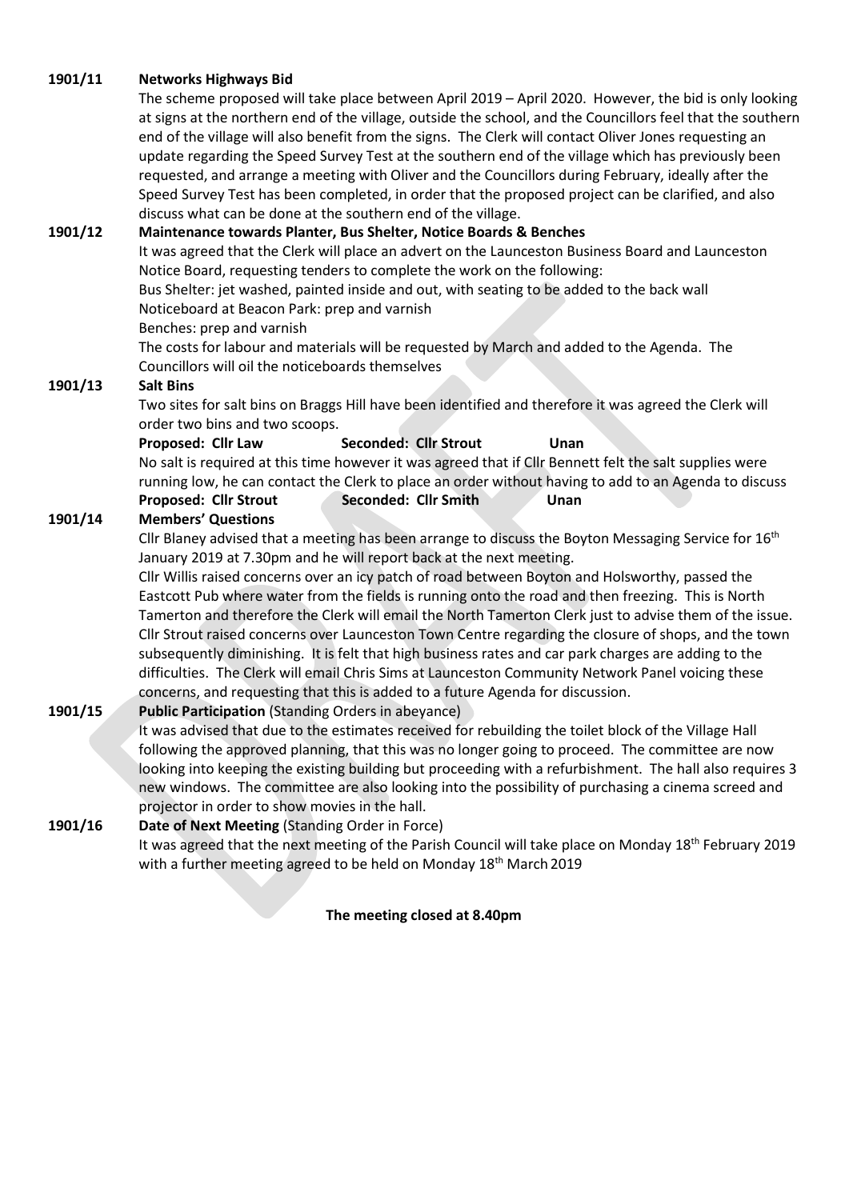**1901/11 Networks Highways Bid**

The scheme proposed will take place between April 2019 – April 2020. However, the bid is only looking at signs at the northern end of the village, outside the school, and the Councillors feel that the southern end of the village will also benefit from the signs. The Clerk will contact Oliver Jones requesting an update regarding the Speed Survey Test at the southern end of the village which has previously been requested, and arrange a meeting with Oliver and the Councillors during February, ideally after the Speed Survey Test has been completed, in order that the proposed project can be clarified, and also discuss what can be done at the southern end of the village.

**1901/12 Maintenance towards Planter, Bus Shelter, Notice Boards & Benches**

It was agreed that the Clerk will place an advert on the Launceston Business Board and Launceston Notice Board, requesting tenders to complete the work on the following:

Bus Shelter: jet washed, painted inside and out, with seating to be added to the back wall

Noticeboard at Beacon Park: prep and varnish

Benches: prep and varnish

The costs for labour and materials will be requested by March and added to the Agenda. The Councillors will oil the noticeboards themselves

**1901/13 Salt Bins**

Two sites for salt bins on Braggs Hill have been identified and therefore it was agreed the Clerk will order two bins and two scoops.

**Proposed: Cllr Law Seconded: Cllr Strout Unan**

No salt is required at this time however it was agreed that if Cllr Bennett felt the salt supplies were running low, he can contact the Clerk to place an order without having to add to an Agenda to discuss

**Proposed: Cllr Strout Seconded: Cllr Smith Unan**

**1901/14 Members' Questions**

Cllr Blaney advised that a meeting has been arrange to discuss the Boyton Messaging Service for 16th January 2019 at 7.30pm and he will report back at the next meeting.

Cllr Willis raised concerns over an icy patch of road between Boyton and Holsworthy, passed the Eastcott Pub where water from the fields is running onto the road and then freezing. This is North Tamerton and therefore the Clerk will email the North Tamerton Clerk just to advise them of the issue.

Cllr Strout raised concerns over Launceston Town Centre regarding the closure of shops, and the town subsequently diminishing. It is felt that high business rates and car park charges are adding to the difficulties. The Clerk will email Chris Sims at Launceston Community Network Panel voicing these concerns, and requesting that this is added to a future Agenda for discussion.

**1901/15 Public Participation** (Standing Orders in abeyance)

It was advised that due to the estimates received for rebuilding the toilet block of the Village Hall following the approved planning, that this was no longer going to proceed. The committee are now looking into keeping the existing building but proceeding with a refurbishment. The hall also requires 3 new windows. The committee are also looking into the possibility of purchasing a cinema screed and projector in order to show movies in the hall.

**1901/16 Date of Next Meeting** (Standing Order in Force)

It was agreed that the next meeting of the Parish Council will take place on Monday 18th February 2019 with a further meeting agreed to be held on Monday 18th March 2019

**The meeting closed at 8.40pm**